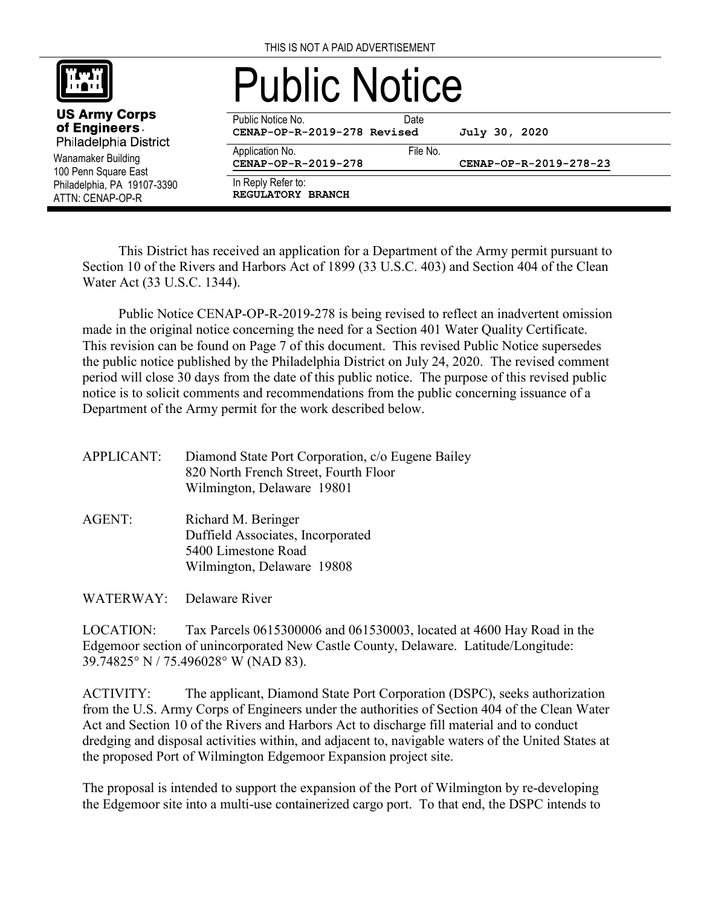THIS IS NOT A PAID ADVERTISEMENT

**US Army Corps of Engineers**
Philadelphia District
Wanamaker Building
100 Penn Square East
Philadelphia, PA 19107-3390
ATTN: CENAP-OP-R

# Public Notice

| Public Notice No. | Date |
|---|---|
| **CENAP-OP-R-2019-278 Revised** | **July 30, 2020** |

| Application No. | File No. |
|---|---|
| **CENAP-OP-R-2019-278** | **CENAP-OP-R-2019-278-23** |

In Reply Refer to:
**REGULATORY BRANCH**

This District has received an application for a Department of the Army permit pursuant to Section 10 of the Rivers and Harbors Act of 1899 (33 U.S.C. 403) and Section 404 of the Clean Water Act (33 U.S.C. 1344).

Public Notice CENAP-OP-R-2019-278 is being revised to reflect an inadvertent omission made in the original notice concerning the need for a Section 401 Water Quality Certificate. This revision can be found on Page 7 of this document. This revised Public Notice supersedes the public notice published by the Philadelphia District on July 24, 2020. The revised comment period will close 30 days from the date of this public notice. The purpose of this revised public notice is to solicit comments and recommendations from the public concerning issuance of a Department of the Army permit for the work described below.

APPLICANT: Diamond State Port Corporation, c/o Eugene Bailey
820 North French Street, Fourth Floor
Wilmington, Delaware 19801

AGENT: Richard M. Beringer
Duffield Associates, Incorporated
5400 Limestone Road
Wilmington, Delaware 19808

WATERWAY: Delaware River

LOCATION: Tax Parcels 0615300006 and 061530003, located at 4600 Hay Road in the Edgemoor section of unincorporated New Castle County, Delaware. Latitude/Longitude: 39.74825° N / 75.496028° W (NAD 83).

ACTIVITY: The applicant, Diamond State Port Corporation (DSPC), seeks authorization from the U.S. Army Corps of Engineers under the authorities of Section 404 of the Clean Water Act and Section 10 of the Rivers and Harbors Act to discharge fill material and to conduct dredging and disposal activities within, and adjacent to, navigable waters of the United States at the proposed Port of Wilmington Edgemoor Expansion project site.

The proposal is intended to support the expansion of the Port of Wilmington by re-developing the Edgemoor site into a multi-use containerized cargo port. To that end, the DSPC intends to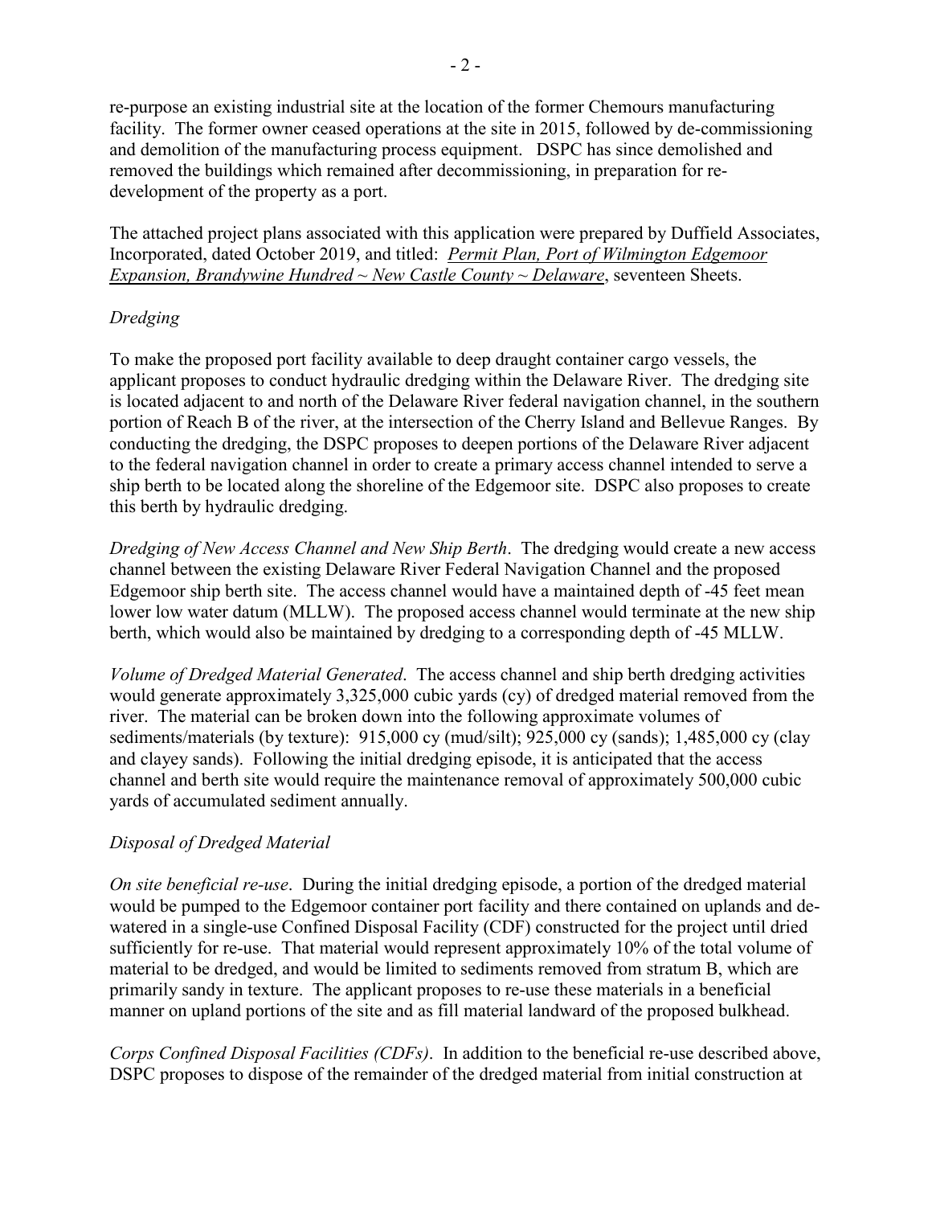re-purpose an existing industrial site at the location of the former Chemours manufacturing facility. The former owner ceased operations at the site in 2015, followed by de-commissioning and demolition of the manufacturing process equipment. DSPC has since demolished and removed the buildings which remained after decommissioning, in preparation for re-development of the property as a port.

The attached project plans associated with this application were prepared by Duffield Associates, Incorporated, dated October 2019, and titled: *Permit Plan, Port of Wilmington Edgemoor Expansion, Brandywine Hundred ~ New Castle County ~ Delaware*, seventeen Sheets.

*Dredging*

To make the proposed port facility available to deep draught container cargo vessels, the applicant proposes to conduct hydraulic dredging within the Delaware River. The dredging site is located adjacent to and north of the Delaware River federal navigation channel, in the southern portion of Reach B of the river, at the intersection of the Cherry Island and Bellevue Ranges. By conducting the dredging, the DSPC proposes to deepen portions of the Delaware River adjacent to the federal navigation channel in order to create a primary access channel intended to serve a ship berth to be located along the shoreline of the Edgemoor site. DSPC also proposes to create this berth by hydraulic dredging.

*Dredging of New Access Channel and New Ship Berth*. The dredging would create a new access channel between the existing Delaware River Federal Navigation Channel and the proposed Edgemoor ship berth site. The access channel would have a maintained depth of -45 feet mean lower low water datum (MLLW). The proposed access channel would terminate at the new ship berth, which would also be maintained by dredging to a corresponding depth of -45 MLLW.

*Volume of Dredged Material Generated*. The access channel and ship berth dredging activities would generate approximately 3,325,000 cubic yards (cy) of dredged material removed from the river. The material can be broken down into the following approximate volumes of sediments/materials (by texture): 915,000 cy (mud/silt); 925,000 cy (sands); 1,485,000 cy (clay and clayey sands). Following the initial dredging episode, it is anticipated that the access channel and berth site would require the maintenance removal of approximately 500,000 cubic yards of accumulated sediment annually.

*Disposal of Dredged Material*

*On site beneficial re-use*. During the initial dredging episode, a portion of the dredged material would be pumped to the Edgemoor container port facility and there contained on uplands and de-watered in a single-use Confined Disposal Facility (CDF) constructed for the project until dried sufficiently for re-use. That material would represent approximately 10% of the total volume of material to be dredged, and would be limited to sediments removed from stratum B, which are primarily sandy in texture. The applicant proposes to re-use these materials in a beneficial manner on upland portions of the site and as fill material landward of the proposed bulkhead.

*Corps Confined Disposal Facilities (CDFs)*. In addition to the beneficial re-use described above, DSPC proposes to dispose of the remainder of the dredged material from initial construction at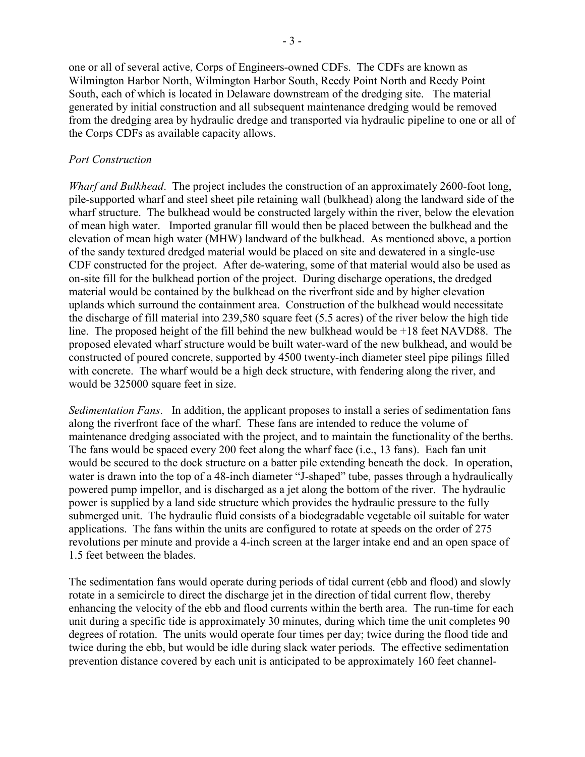one or all of several active, Corps of Engineers-owned CDFs. The CDFs are known as Wilmington Harbor North, Wilmington Harbor South, Reedy Point North and Reedy Point South, each of which is located in Delaware downstream of the dredging site. The material generated by initial construction and all subsequent maintenance dredging would be removed from the dredging area by hydraulic dredge and transported via hydraulic pipeline to one or all of the Corps CDFs as available capacity allows.

*Port Construction*

*Wharf and Bulkhead*. The project includes the construction of an approximately 2600-foot long, pile-supported wharf and steel sheet pile retaining wall (bulkhead) along the landward side of the wharf structure. The bulkhead would be constructed largely within the river, below the elevation of mean high water. Imported granular fill would then be placed between the bulkhead and the elevation of mean high water (MHW) landward of the bulkhead. As mentioned above, a portion of the sandy textured dredged material would be placed on site and dewatered in a single-use CDF constructed for the project. After de-watering, some of that material would also be used as on-site fill for the bulkhead portion of the project. During discharge operations, the dredged material would be contained by the bulkhead on the riverfront side and by higher elevation uplands which surround the containment area. Construction of the bulkhead would necessitate the discharge of fill material into 239,580 square feet (5.5 acres) of the river below the high tide line. The proposed height of the fill behind the new bulkhead would be +18 feet NAVD88. The proposed elevated wharf structure would be built water-ward of the new bulkhead, and would be constructed of poured concrete, supported by 4500 twenty-inch diameter steel pipe pilings filled with concrete. The wharf would be a high deck structure, with fendering along the river, and would be 325000 square feet in size.

*Sedimentation Fans*. In addition, the applicant proposes to install a series of sedimentation fans along the riverfront face of the wharf. These fans are intended to reduce the volume of maintenance dredging associated with the project, and to maintain the functionality of the berths. The fans would be spaced every 200 feet along the wharf face (i.e., 13 fans). Each fan unit would be secured to the dock structure on a batter pile extending beneath the dock. In operation, water is drawn into the top of a 48-inch diameter "J-shaped" tube, passes through a hydraulically powered pump impellor, and is discharged as a jet along the bottom of the river. The hydraulic power is supplied by a land side structure which provides the hydraulic pressure to the fully submerged unit. The hydraulic fluid consists of a biodegradable vegetable oil suitable for water applications. The fans within the units are configured to rotate at speeds on the order of 275 revolutions per minute and provide a 4-inch screen at the larger intake end and an open space of 1.5 feet between the blades.

The sedimentation fans would operate during periods of tidal current (ebb and flood) and slowly rotate in a semicircle to direct the discharge jet in the direction of tidal current flow, thereby enhancing the velocity of the ebb and flood currents within the berth area. The run-time for each unit during a specific tide is approximately 30 minutes, during which time the unit completes 90 degrees of rotation. The units would operate four times per day; twice during the flood tide and twice during the ebb, but would be idle during slack water periods. The effective sedimentation prevention distance covered by each unit is anticipated to be approximately 160 feet channel-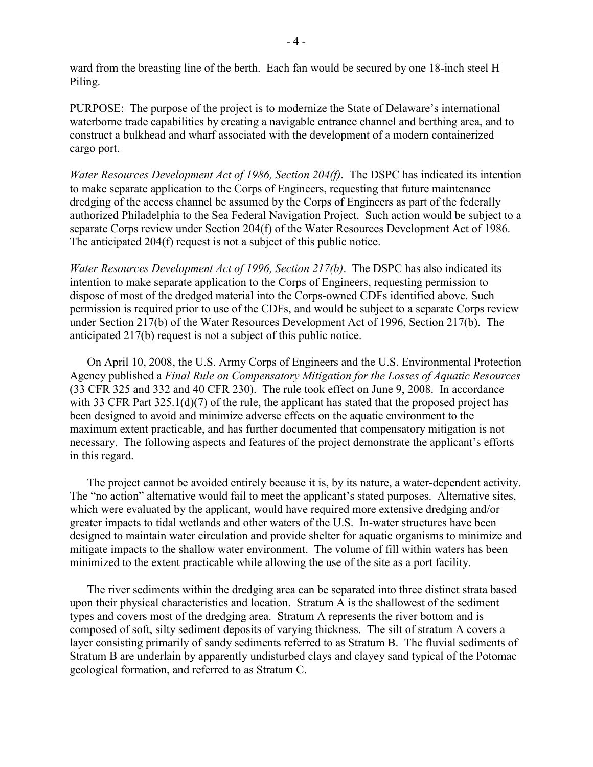ward from the breasting line of the berth. Each fan would be secured by one 18-inch steel H Piling.

PURPOSE: The purpose of the project is to modernize the State of Delaware's international waterborne trade capabilities by creating a navigable entrance channel and berthing area, and to construct a bulkhead and wharf associated with the development of a modern containerized cargo port.

*Water Resources Development Act of 1986, Section 204(f)*. The DSPC has indicated its intention to make separate application to the Corps of Engineers, requesting that future maintenance dredging of the access channel be assumed by the Corps of Engineers as part of the federally authorized Philadelphia to the Sea Federal Navigation Project. Such action would be subject to a separate Corps review under Section 204(f) of the Water Resources Development Act of 1986. The anticipated 204(f) request is not a subject of this public notice.

*Water Resources Development Act of 1996, Section 217(b)*. The DSPC has also indicated its intention to make separate application to the Corps of Engineers, requesting permission to dispose of most of the dredged material into the Corps-owned CDFs identified above. Such permission is required prior to use of the CDFs, and would be subject to a separate Corps review under Section 217(b) of the Water Resources Development Act of 1996, Section 217(b). The anticipated 217(b) request is not a subject of this public notice.

On April 10, 2008, the U.S. Army Corps of Engineers and the U.S. Environmental Protection Agency published a *Final Rule on Compensatory Mitigation for the Losses of Aquatic Resources* (33 CFR 325 and 332 and 40 CFR 230). The rule took effect on June 9, 2008. In accordance with 33 CFR Part 325.1(d)(7) of the rule, the applicant has stated that the proposed project has been designed to avoid and minimize adverse effects on the aquatic environment to the maximum extent practicable, and has further documented that compensatory mitigation is not necessary. The following aspects and features of the project demonstrate the applicant's efforts in this regard.

The project cannot be avoided entirely because it is, by its nature, a water-dependent activity. The "no action" alternative would fail to meet the applicant's stated purposes. Alternative sites, which were evaluated by the applicant, would have required more extensive dredging and/or greater impacts to tidal wetlands and other waters of the U.S. In-water structures have been designed to maintain water circulation and provide shelter for aquatic organisms to minimize and mitigate impacts to the shallow water environment. The volume of fill within waters has been minimized to the extent practicable while allowing the use of the site as a port facility.

The river sediments within the dredging area can be separated into three distinct strata based upon their physical characteristics and location. Stratum A is the shallowest of the sediment types and covers most of the dredging area. Stratum A represents the river bottom and is composed of soft, silty sediment deposits of varying thickness. The silt of stratum A covers a layer consisting primarily of sandy sediments referred to as Stratum B. The fluvial sediments of Stratum B are underlain by apparently undisturbed clays and clayey sand typical of the Potomac geological formation, and referred to as Stratum C.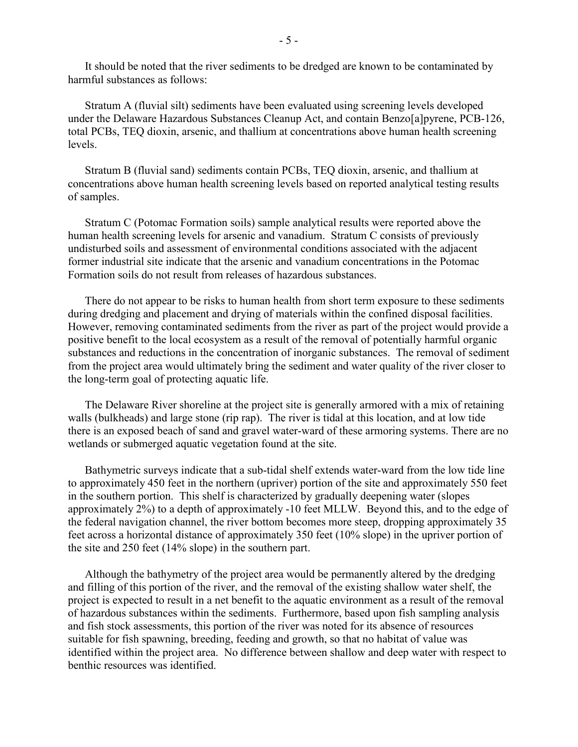It should be noted that the river sediments to be dredged are known to be contaminated by harmful substances as follows:

Stratum A (fluvial silt) sediments have been evaluated using screening levels developed under the Delaware Hazardous Substances Cleanup Act, and contain Benzo[a]pyrene, PCB-126, total PCBs, TEQ dioxin, arsenic, and thallium at concentrations above human health screening levels.

Stratum B (fluvial sand) sediments contain PCBs, TEQ dioxin, arsenic, and thallium at concentrations above human health screening levels based on reported analytical testing results of samples.

Stratum C (Potomac Formation soils) sample analytical results were reported above the human health screening levels for arsenic and vanadium. Stratum C consists of previously undisturbed soils and assessment of environmental conditions associated with the adjacent former industrial site indicate that the arsenic and vanadium concentrations in the Potomac Formation soils do not result from releases of hazardous substances.

There do not appear to be risks to human health from short term exposure to these sediments during dredging and placement and drying of materials within the confined disposal facilities. However, removing contaminated sediments from the river as part of the project would provide a positive benefit to the local ecosystem as a result of the removal of potentially harmful organic substances and reductions in the concentration of inorganic substances. The removal of sediment from the project area would ultimately bring the sediment and water quality of the river closer to the long-term goal of protecting aquatic life.

The Delaware River shoreline at the project site is generally armored with a mix of retaining walls (bulkheads) and large stone (rip rap). The river is tidal at this location, and at low tide there is an exposed beach of sand and gravel water-ward of these armoring systems. There are no wetlands or submerged aquatic vegetation found at the site.

Bathymetric surveys indicate that a sub-tidal shelf extends water-ward from the low tide line to approximately 450 feet in the northern (upriver) portion of the site and approximately 550 feet in the southern portion. This shelf is characterized by gradually deepening water (slopes approximately 2%) to a depth of approximately -10 feet MLLW. Beyond this, and to the edge of the federal navigation channel, the river bottom becomes more steep, dropping approximately 35 feet across a horizontal distance of approximately 350 feet (10% slope) in the upriver portion of the site and 250 feet (14% slope) in the southern part.

Although the bathymetry of the project area would be permanently altered by the dredging and filling of this portion of the river, and the removal of the existing shallow water shelf, the project is expected to result in a net benefit to the aquatic environment as a result of the removal of hazardous substances within the sediments. Furthermore, based upon fish sampling analysis and fish stock assessments, this portion of the river was noted for its absence of resources suitable for fish spawning, breeding, feeding and growth, so that no habitat of value was identified within the project area. No difference between shallow and deep water with respect to benthic resources was identified.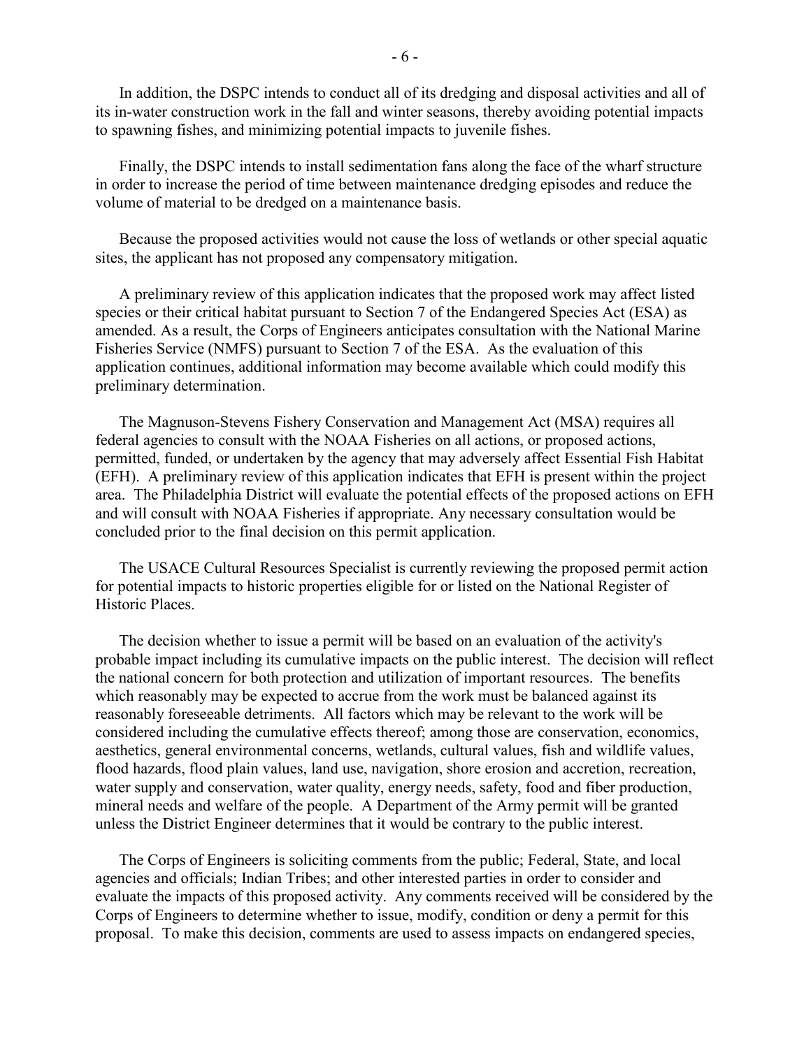In addition, the DSPC intends to conduct all of its dredging and disposal activities and all of its in-water construction work in the fall and winter seasons, thereby avoiding potential impacts to spawning fishes, and minimizing potential impacts to juvenile fishes.

Finally, the DSPC intends to install sedimentation fans along the face of the wharf structure in order to increase the period of time between maintenance dredging episodes and reduce the volume of material to be dredged on a maintenance basis.

Because the proposed activities would not cause the loss of wetlands or other special aquatic sites, the applicant has not proposed any compensatory mitigation.

A preliminary review of this application indicates that the proposed work may affect listed species or their critical habitat pursuant to Section 7 of the Endangered Species Act (ESA) as amended. As a result, the Corps of Engineers anticipates consultation with the National Marine Fisheries Service (NMFS) pursuant to Section 7 of the ESA. As the evaluation of this application continues, additional information may become available which could modify this preliminary determination.

The Magnuson-Stevens Fishery Conservation and Management Act (MSA) requires all federal agencies to consult with the NOAA Fisheries on all actions, or proposed actions, permitted, funded, or undertaken by the agency that may adversely affect Essential Fish Habitat (EFH). A preliminary review of this application indicates that EFH is present within the project area. The Philadelphia District will evaluate the potential effects of the proposed actions on EFH and will consult with NOAA Fisheries if appropriate. Any necessary consultation would be concluded prior to the final decision on this permit application.

The USACE Cultural Resources Specialist is currently reviewing the proposed permit action for potential impacts to historic properties eligible for or listed on the National Register of Historic Places.

The decision whether to issue a permit will be based on an evaluation of the activity's probable impact including its cumulative impacts on the public interest. The decision will reflect the national concern for both protection and utilization of important resources. The benefits which reasonably may be expected to accrue from the work must be balanced against its reasonably foreseeable detriments. All factors which may be relevant to the work will be considered including the cumulative effects thereof; among those are conservation, economics, aesthetics, general environmental concerns, wetlands, cultural values, fish and wildlife values, flood hazards, flood plain values, land use, navigation, shore erosion and accretion, recreation, water supply and conservation, water quality, energy needs, safety, food and fiber production, mineral needs and welfare of the people. A Department of the Army permit will be granted unless the District Engineer determines that it would be contrary to the public interest.

The Corps of Engineers is soliciting comments from the public; Federal, State, and local agencies and officials; Indian Tribes; and other interested parties in order to consider and evaluate the impacts of this proposed activity. Any comments received will be considered by the Corps of Engineers to determine whether to issue, modify, condition or deny a permit for this proposal. To make this decision, comments are used to assess impacts on endangered species,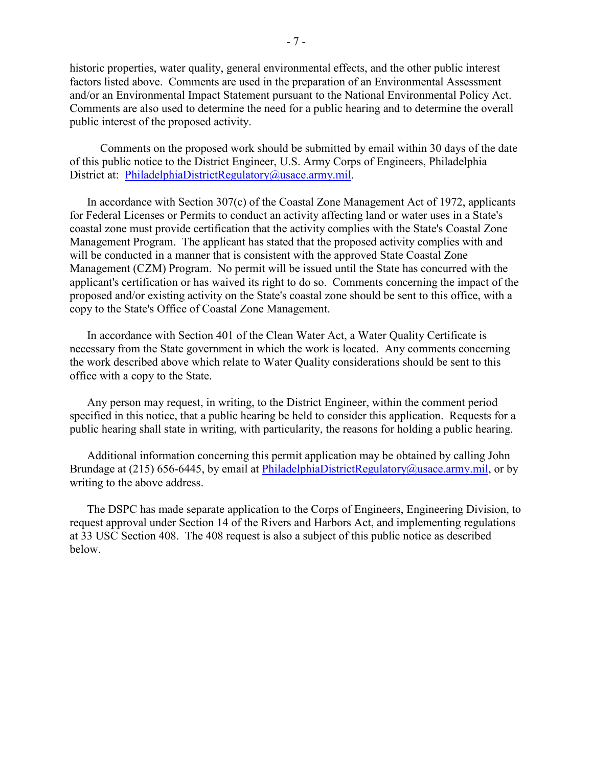historic properties, water quality, general environmental effects, and the other public interest factors listed above. Comments are used in the preparation of an Environmental Assessment and/or an Environmental Impact Statement pursuant to the National Environmental Policy Act. Comments are also used to determine the need for a public hearing and to determine the overall public interest of the proposed activity.

Comments on the proposed work should be submitted by email within 30 days of the date of this public notice to the District Engineer, U.S. Army Corps of Engineers, Philadelphia District at: PhiladelphiaDistrictRegulatory@usace.army.mil.

In accordance with Section 307(c) of the Coastal Zone Management Act of 1972, applicants for Federal Licenses or Permits to conduct an activity affecting land or water uses in a State's coastal zone must provide certification that the activity complies with the State's Coastal Zone Management Program. The applicant has stated that the proposed activity complies with and will be conducted in a manner that is consistent with the approved State Coastal Zone Management (CZM) Program. No permit will be issued until the State has concurred with the applicant's certification or has waived its right to do so. Comments concerning the impact of the proposed and/or existing activity on the State's coastal zone should be sent to this office, with a copy to the State's Office of Coastal Zone Management.

In accordance with Section 401 of the Clean Water Act, a Water Quality Certificate is necessary from the State government in which the work is located. Any comments concerning the work described above which relate to Water Quality considerations should be sent to this office with a copy to the State.

Any person may request, in writing, to the District Engineer, within the comment period specified in this notice, that a public hearing be held to consider this application. Requests for a public hearing shall state in writing, with particularity, the reasons for holding a public hearing.

Additional information concerning this permit application may be obtained by calling John Brundage at (215) 656-6445, by email at PhiladelphiaDistrictRegulatory@usace.army.mil, or by writing to the above address.

The DSPC has made separate application to the Corps of Engineers, Engineering Division, to request approval under Section 14 of the Rivers and Harbors Act, and implementing regulations at 33 USC Section 408. The 408 request is also a subject of this public notice as described below.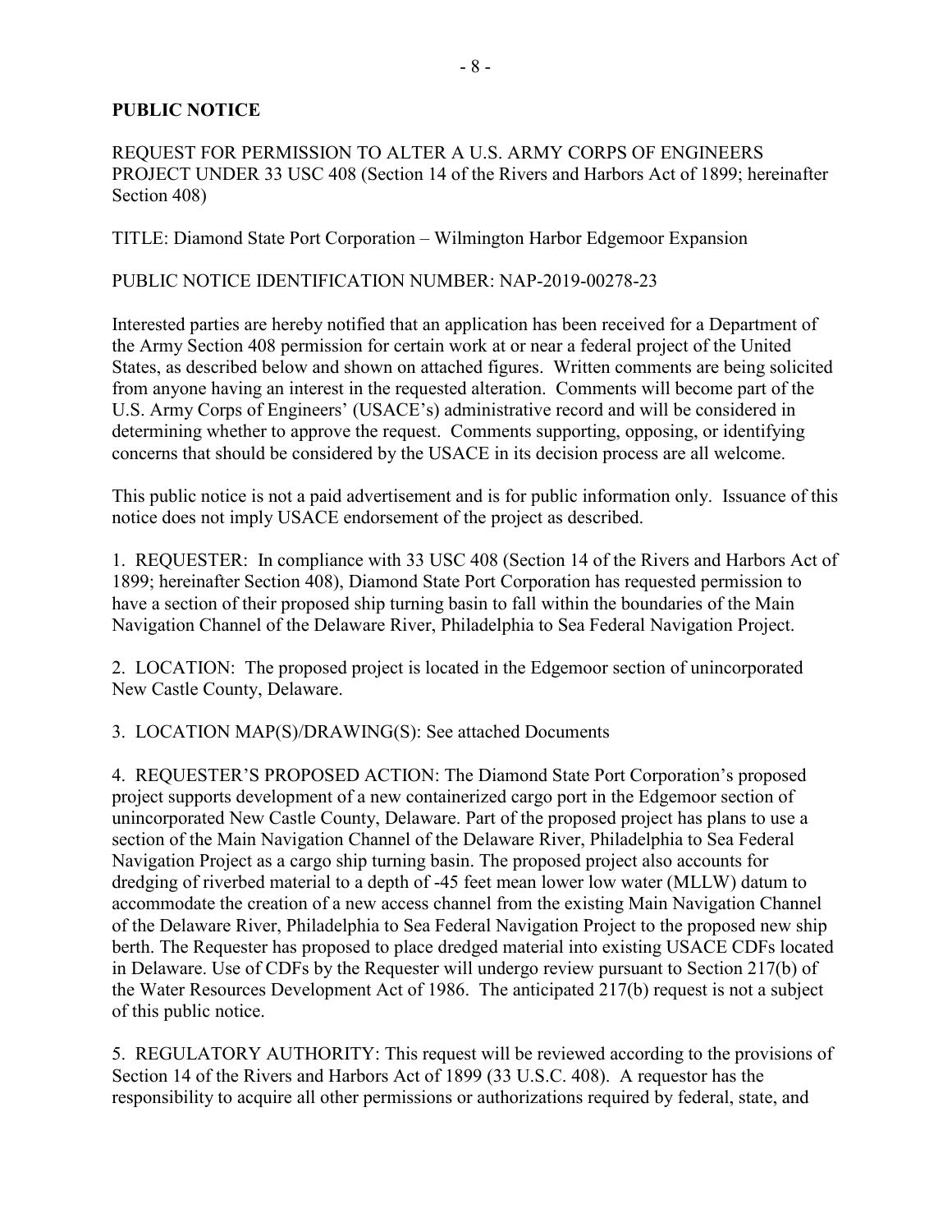**PUBLIC NOTICE**

REQUEST FOR PERMISSION TO ALTER A U.S. ARMY CORPS OF ENGINEERS PROJECT UNDER 33 USC 408 (Section 14 of the Rivers and Harbors Act of 1899; hereinafter Section 408)

TITLE: Diamond State Port Corporation – Wilmington Harbor Edgemoor Expansion

PUBLIC NOTICE IDENTIFICATION NUMBER: NAP-2019-00278-23

Interested parties are hereby notified that an application has been received for a Department of the Army Section 408 permission for certain work at or near a federal project of the United States, as described below and shown on attached figures. Written comments are being solicited from anyone having an interest in the requested alteration. Comments will become part of the U.S. Army Corps of Engineers' (USACE's) administrative record and will be considered in determining whether to approve the request. Comments supporting, opposing, or identifying concerns that should be considered by the USACE in its decision process are all welcome.

This public notice is not a paid advertisement and is for public information only. Issuance of this notice does not imply USACE endorsement of the project as described.

1. REQUESTER: In compliance with 33 USC 408 (Section 14 of the Rivers and Harbors Act of 1899; hereinafter Section 408), Diamond State Port Corporation has requested permission to have a section of their proposed ship turning basin to fall within the boundaries of the Main Navigation Channel of the Delaware River, Philadelphia to Sea Federal Navigation Project.

2. LOCATION: The proposed project is located in the Edgemoor section of unincorporated New Castle County, Delaware.

3. LOCATION MAP(S)/DRAWING(S): See attached Documents

4. REQUESTER'S PROPOSED ACTION: The Diamond State Port Corporation's proposed project supports development of a new containerized cargo port in the Edgemoor section of unincorporated New Castle County, Delaware. Part of the proposed project has plans to use a section of the Main Navigation Channel of the Delaware River, Philadelphia to Sea Federal Navigation Project as a cargo ship turning basin. The proposed project also accounts for dredging of riverbed material to a depth of -45 feet mean lower low water (MLLW) datum to accommodate the creation of a new access channel from the existing Main Navigation Channel of the Delaware River, Philadelphia to Sea Federal Navigation Project to the proposed new ship berth. The Requester has proposed to place dredged material into existing USACE CDFs located in Delaware. Use of CDFs by the Requester will undergo review pursuant to Section 217(b) of the Water Resources Development Act of 1986. The anticipated 217(b) request is not a subject of this public notice.

5. REGULATORY AUTHORITY: This request will be reviewed according to the provisions of Section 14 of the Rivers and Harbors Act of 1899 (33 U.S.C. 408). A requestor has the responsibility to acquire all other permissions or authorizations required by federal, state, and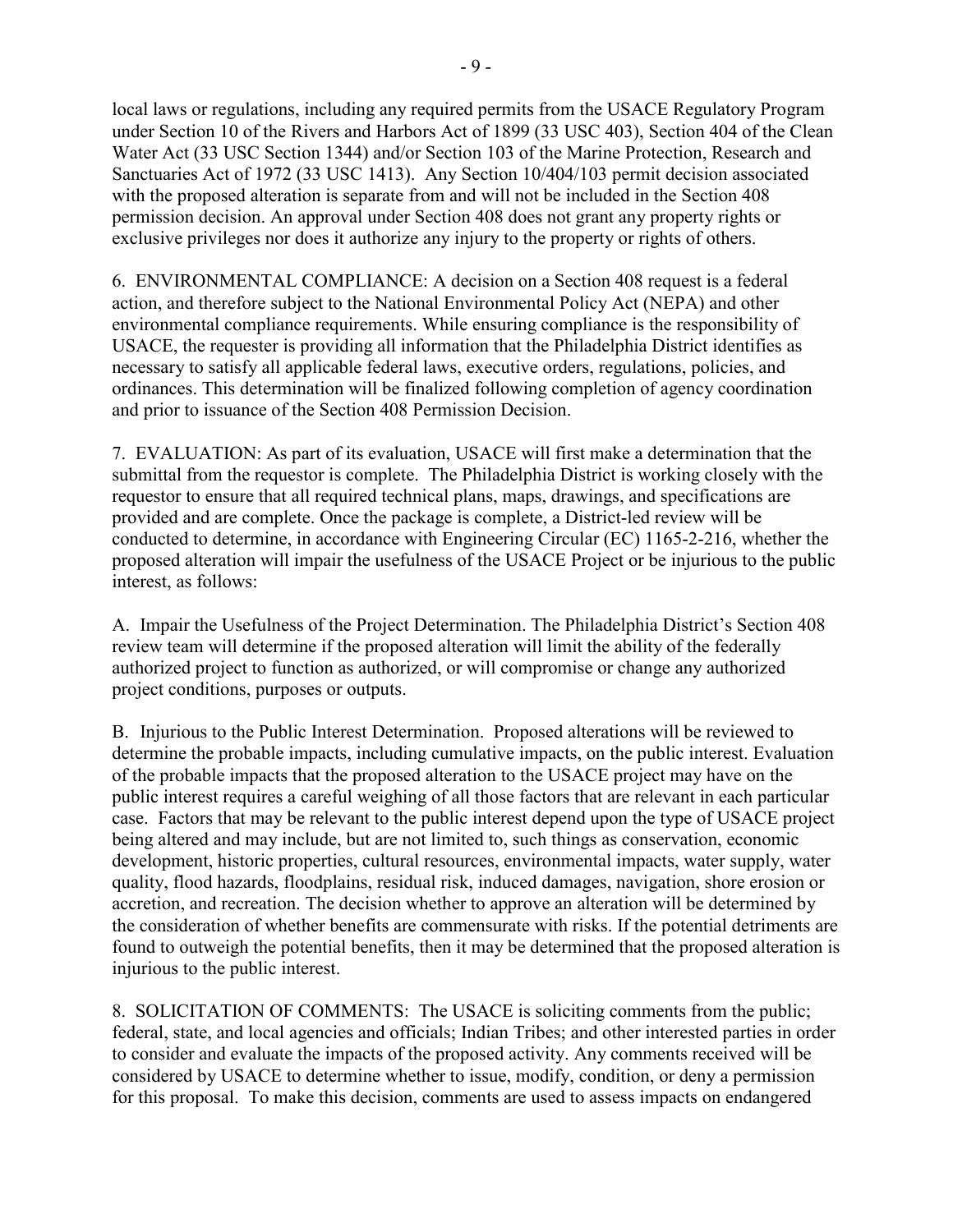local laws or regulations, including any required permits from the USACE Regulatory Program under Section 10 of the Rivers and Harbors Act of 1899 (33 USC 403), Section 404 of the Clean Water Act (33 USC Section 1344) and/or Section 103 of the Marine Protection, Research and Sanctuaries Act of 1972 (33 USC 1413). Any Section 10/404/103 permit decision associated with the proposed alteration is separate from and will not be included in the Section 408 permission decision. An approval under Section 408 does not grant any property rights or exclusive privileges nor does it authorize any injury to the property or rights of others.

6. ENVIRONMENTAL COMPLIANCE: A decision on a Section 408 request is a federal action, and therefore subject to the National Environmental Policy Act (NEPA) and other environmental compliance requirements. While ensuring compliance is the responsibility of USACE, the requester is providing all information that the Philadelphia District identifies as necessary to satisfy all applicable federal laws, executive orders, regulations, policies, and ordinances. This determination will be finalized following completion of agency coordination and prior to issuance of the Section 408 Permission Decision.

7. EVALUATION: As part of its evaluation, USACE will first make a determination that the submittal from the requestor is complete. The Philadelphia District is working closely with the requestor to ensure that all required technical plans, maps, drawings, and specifications are provided and are complete. Once the package is complete, a District-led review will be conducted to determine, in accordance with Engineering Circular (EC) 1165-2-216, whether the proposed alteration will impair the usefulness of the USACE Project or be injurious to the public interest, as follows:

A. Impair the Usefulness of the Project Determination. The Philadelphia District's Section 408 review team will determine if the proposed alteration will limit the ability of the federally authorized project to function as authorized, or will compromise or change any authorized project conditions, purposes or outputs.

B. Injurious to the Public Interest Determination. Proposed alterations will be reviewed to determine the probable impacts, including cumulative impacts, on the public interest. Evaluation of the probable impacts that the proposed alteration to the USACE project may have on the public interest requires a careful weighing of all those factors that are relevant in each particular case. Factors that may be relevant to the public interest depend upon the type of USACE project being altered and may include, but are not limited to, such things as conservation, economic development, historic properties, cultural resources, environmental impacts, water supply, water quality, flood hazards, floodplains, residual risk, induced damages, navigation, shore erosion or accretion, and recreation. The decision whether to approve an alteration will be determined by the consideration of whether benefits are commensurate with risks. If the potential detriments are found to outweigh the potential benefits, then it may be determined that the proposed alteration is injurious to the public interest.

8. SOLICITATION OF COMMENTS: The USACE is soliciting comments from the public; federal, state, and local agencies and officials; Indian Tribes; and other interested parties in order to consider and evaluate the impacts of the proposed activity. Any comments received will be considered by USACE to determine whether to issue, modify, condition, or deny a permission for this proposal. To make this decision, comments are used to assess impacts on endangered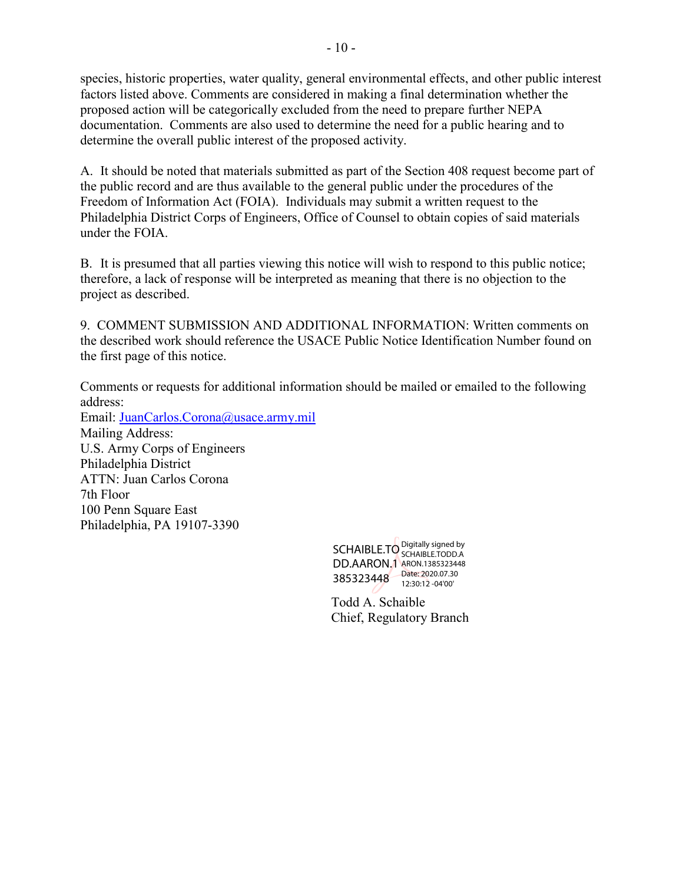species, historic properties, water quality, general environmental effects, and other public interest factors listed above. Comments are considered in making a final determination whether the proposed action will be categorically excluded from the need to prepare further NEPA documentation. Comments are also used to determine the need for a public hearing and to determine the overall public interest of the proposed activity.

A. It should be noted that materials submitted as part of the Section 408 request become part of the public record and are thus available to the general public under the procedures of the Freedom of Information Act (FOIA). Individuals may submit a written request to the Philadelphia District Corps of Engineers, Office of Counsel to obtain copies of said materials under the FOIA.

B. It is presumed that all parties viewing this notice will wish to respond to this public notice; therefore, a lack of response will be interpreted as meaning that there is no objection to the project as described.

9. COMMENT SUBMISSION AND ADDITIONAL INFORMATION: Written comments on the described work should reference the USACE Public Notice Identification Number found on the first page of this notice.

Comments or requests for additional information should be mailed or emailed to the following address:
Email: JuanCarlos.Corona@usace.army.mil
Mailing Address:
U.S. Army Corps of Engineers
Philadelphia District
ATTN: Juan Carlos Corona
7th Floor
100 Penn Square East
Philadelphia, PA 19107-3390

SCHAIBLE.TODD.AARON.1385323448 Digitally signed by SCHAIBLE.TODD.AARON.1385323448 Date: 2020.07.30 12:30:12 -04'00'

Todd A. Schaible
Chief, Regulatory Branch